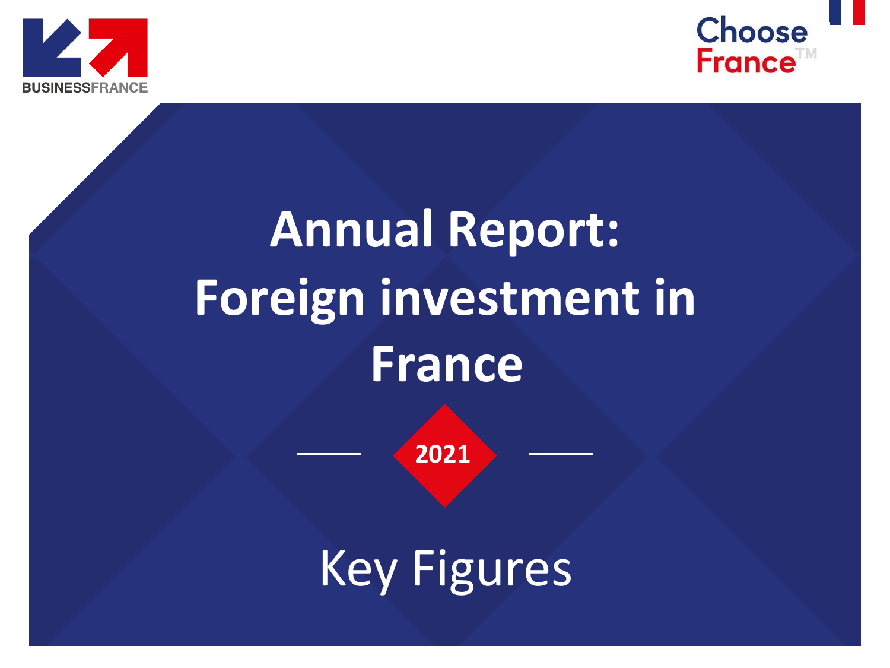BUSINESSFRANCE

Choose France™

# Annual Report: Foreign investment in France

**2021**

## Key Figures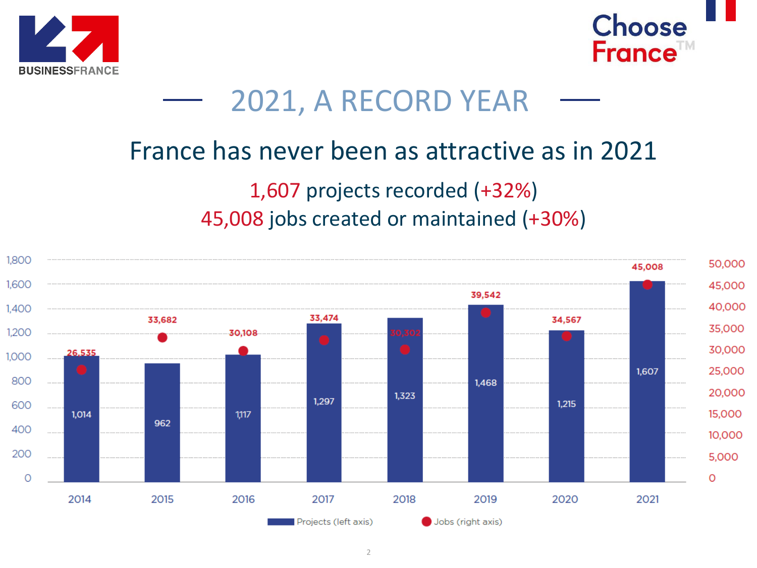# 2021, A RECORD YEAR

## France has never been as attractive as in 2021

1,607 projects recorded (+32%)

45,008 jobs created or maintained (+30%)

| Year | Projects (left axis) | Jobs (right axis) |
|---|---|---|
| 2014 | 1,014 | 26,535 |
| 2015 | 962 | 33,682 |
| 2016 | 1,117 | 30,108 |
| 2017 | 1,297 | 33,474 |
| 2018 | 1,323 | 30,302 |
| 2019 | 1,468 | 39,542 |
| 2020 | 1,215 | 34,567 |
| 2021 | 1,607 | 45,008 |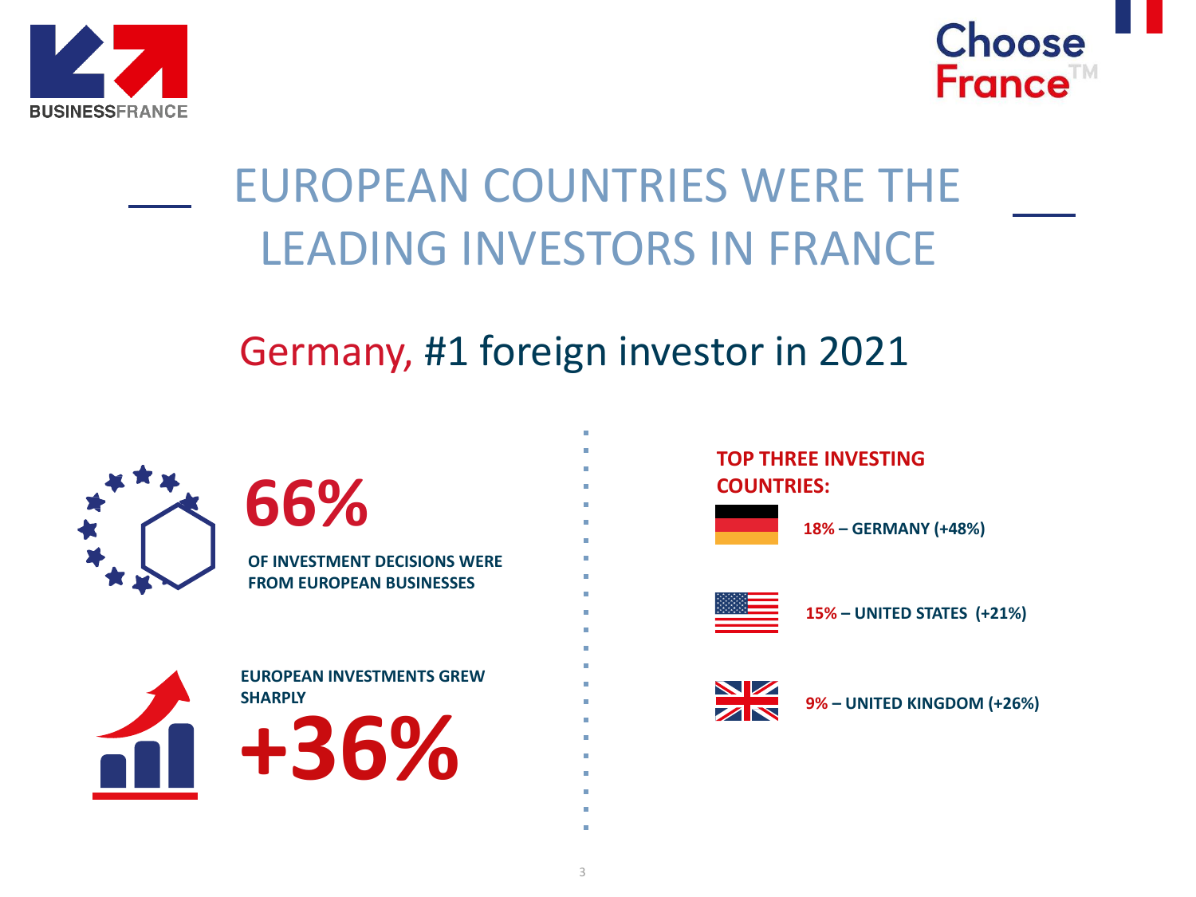# EUROPEAN COUNTRIES WERE THE LEADING INVESTORS IN FRANCE

## Germany, #1 foreign investor in 2021

**66%**

**OF INVESTMENT DECISIONS WERE FROM EUROPEAN BUSINESSES**

**EUROPEAN INVESTMENTS GREW SHARPLY**

**+36%**

**TOP THREE INVESTING COUNTRIES:**

- **18% – GERMANY (+48%)**
- **15% – UNITED STATES (+21%)**
- **9% – UNITED KINGDOM (+26%)**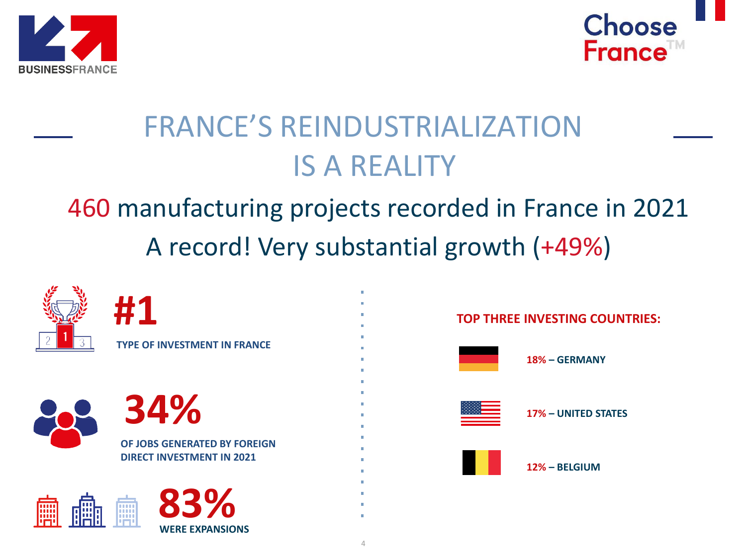# FRANCE'S REINDUSTRIALIZATION IS A REALITY

## 460 manufacturing projects recorded in France in 2021
## A record! Very substantial growth (+49%)

**#1**

**TYPE OF INVESTMENT IN FRANCE**

**34%**

**OF JOBS GENERATED BY FOREIGN DIRECT INVESTMENT IN 2021**

**83%**

**WERE EXPANSIONS**

**TOP THREE INVESTING COUNTRIES:**

- **18% – GERMANY**
- **17% – UNITED STATES**
- **12% – BELGIUM**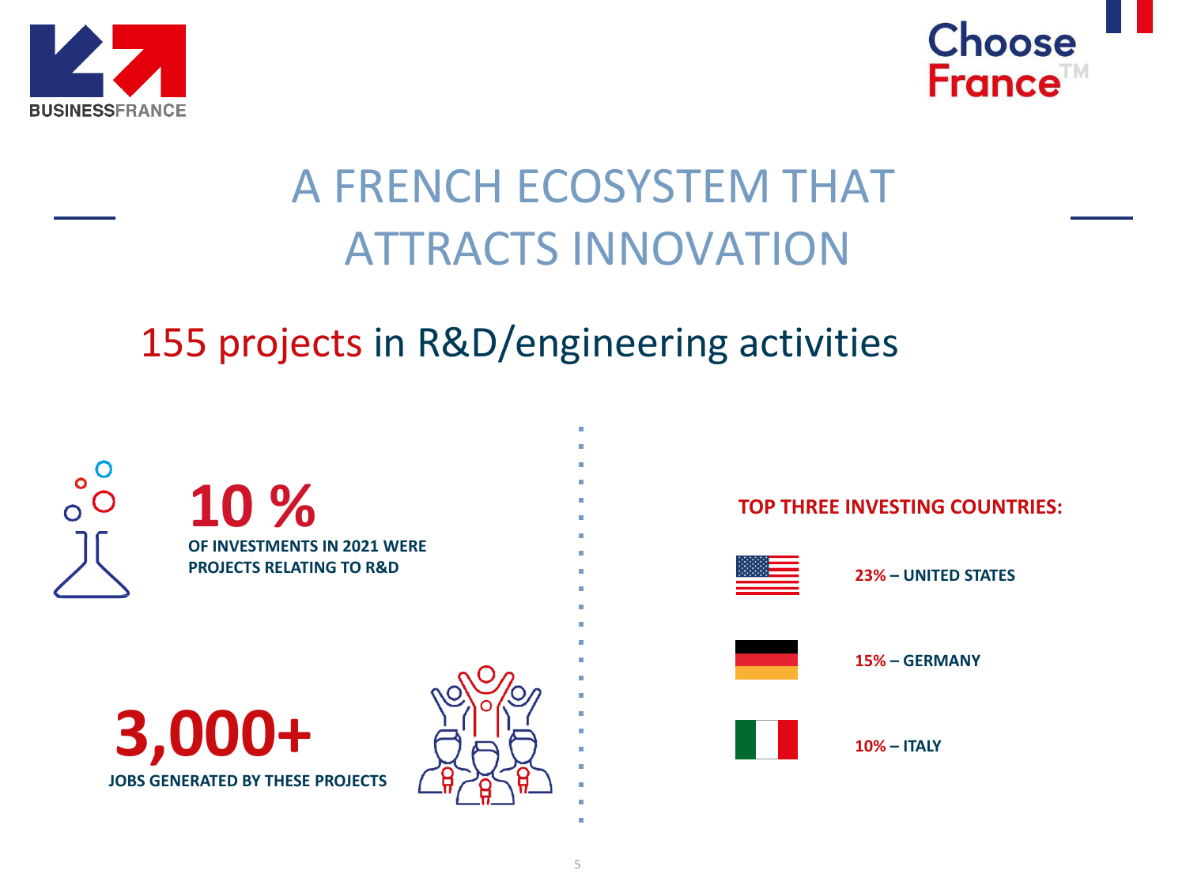# A FRENCH ECOSYSTEM THAT ATTRACTS INNOVATION

## 155 projects in R&D/engineering activities

**10 %**

**OF INVESTMENTS IN 2021 WERE PROJECTS RELATING TO R&D**

**3,000+**

**JOBS GENERATED BY THESE PROJECTS**

**TOP THREE INVESTING COUNTRIES:**

- **23% – UNITED STATES**
- **15% – GERMANY**
- **10% – ITALY**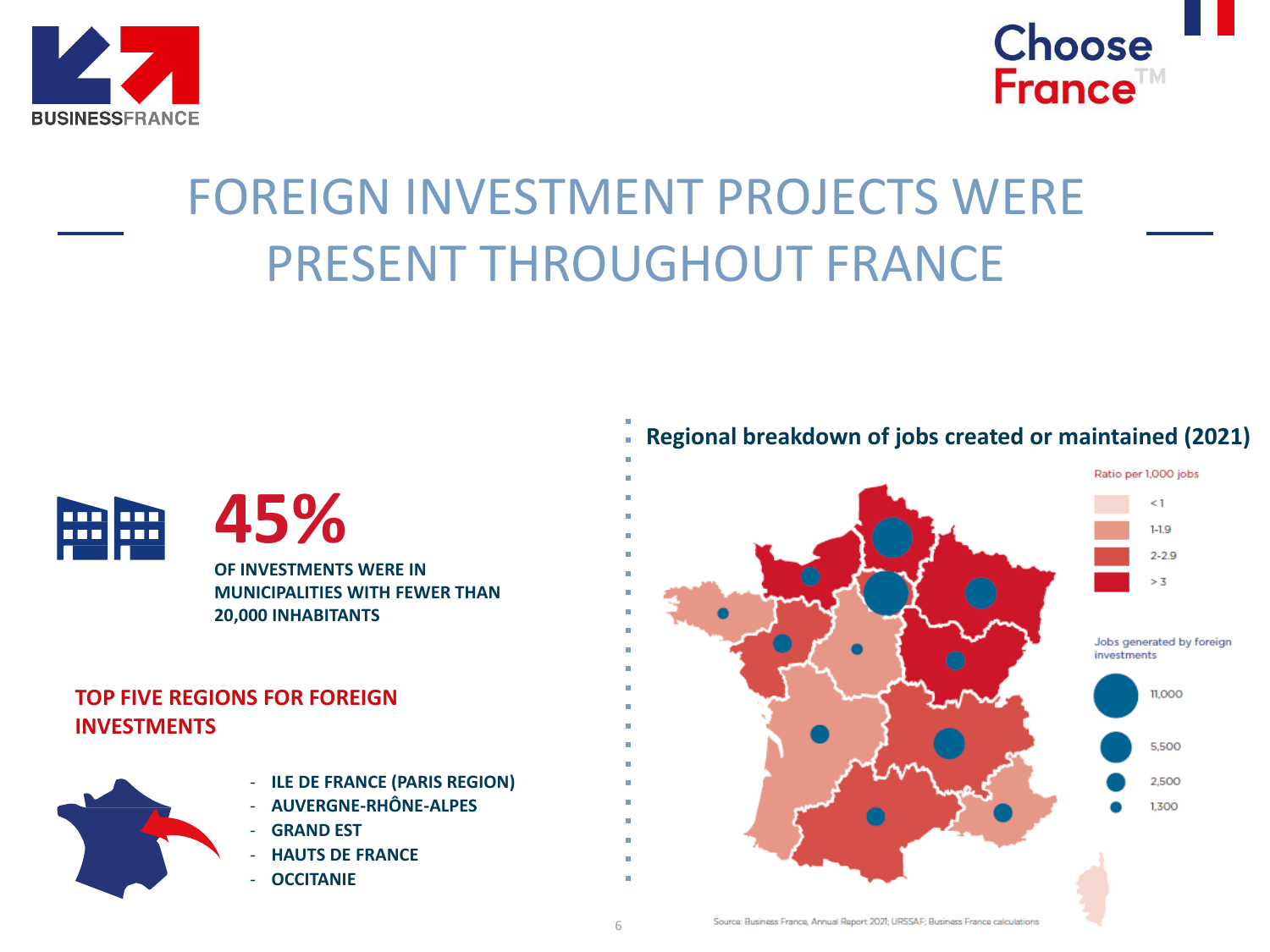# FOREIGN INVESTMENT PROJECTS WERE PRESENT THROUGHOUT FRANCE

**45%**

**OF INVESTMENTS WERE IN MUNICIPALITIES WITH FEWER THAN 20,000 INHABITANTS**

**TOP FIVE REGIONS FOR FOREIGN INVESTMENTS**

- **ILE DE FRANCE (PARIS REGION)**
- **AUVERGNE-RHÔNE-ALPES**
- **GRAND EST**
- **HAUTS DE FRANCE**
- **OCCITANIE**

**Regional breakdown of jobs created or maintained (2021)**

Ratio per 1,000 jobs

- < 1
- 1-1.9
- 2-2.9
- > 3

Jobs generated by foreign investments

- 11,000
- 5,500
- 2,500
- 1,300

Source: Business France, Annual Report 2021; URSSAF; Business France calculations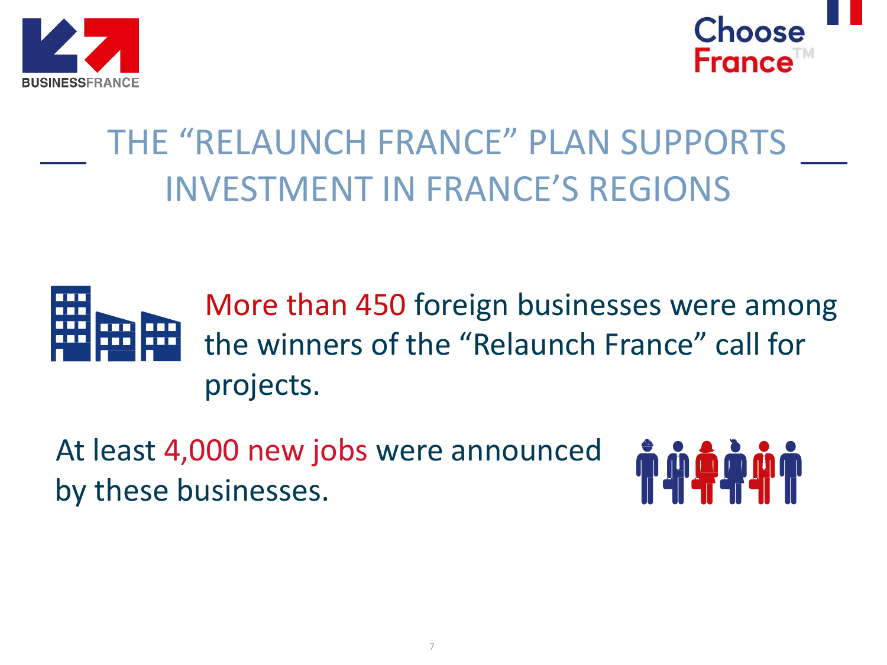# THE "RELAUNCH FRANCE" PLAN SUPPORTS INVESTMENT IN FRANCE'S REGIONS

More than 450 foreign businesses were among the winners of the "Relaunch France" call for projects.

At least 4,000 new jobs were announced by these businesses.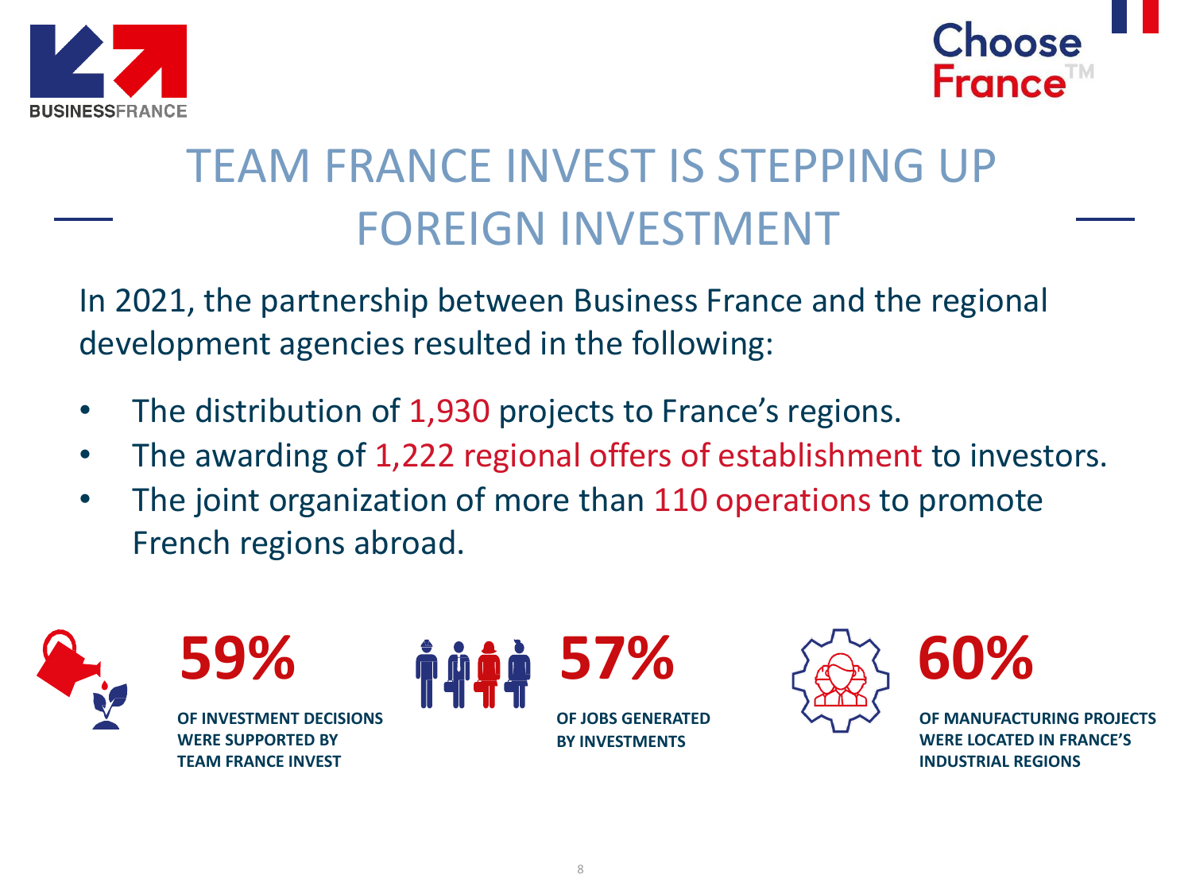# TEAM FRANCE INVEST IS STEPPING UP FOREIGN INVESTMENT

In 2021, the partnership between Business France and the regional development agencies resulted in the following:

- The distribution of 1,930 projects to France's regions.
- The awarding of 1,222 regional offers of establishment to investors.
- The joint organization of more than 110 operations to promote French regions abroad.

**59%**

**OF INVESTMENT DECISIONS WERE SUPPORTED BY TEAM FRANCE INVEST**

**57%**

**OF JOBS GENERATED BY INVESTMENTS**

**60%**

**OF MANUFACTURING PROJECTS WERE LOCATED IN FRANCE'S INDUSTRIAL REGIONS**